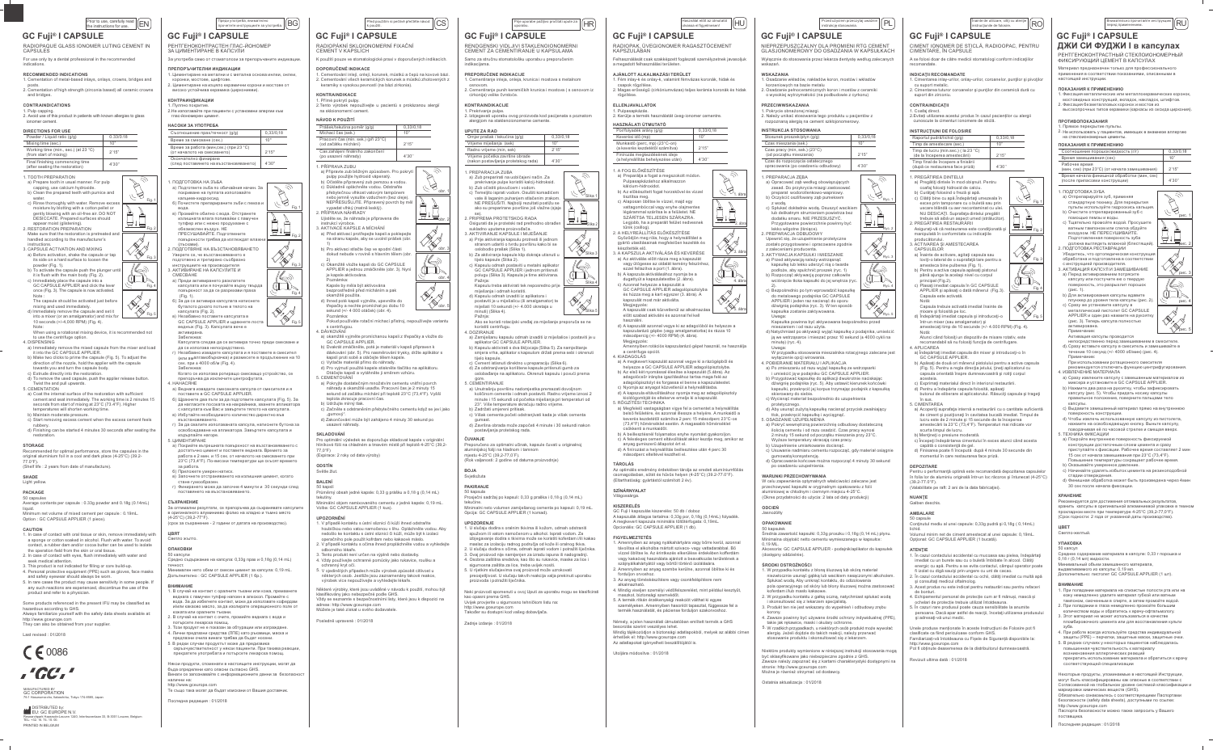Prior to use, carefully read the instructions for use. EN

# GC Fuji® I CAPSULE

## RADIOPAQUE GLASS IONOMER LUTING CEMENT IN CAPSULES

For use only by a dental professional in the recommended indications.

### RECOMMENDED INDICATIONS
1. Cementation of metal-based inlays, onlays, crowns, bridges and posts.
2. Cementation of high strength (zirconia based) all ceramic crowns and bridges.

### CONTRAINDICATIONS
1. Pulp capping.
2. Avoid use of this product in patients with known allergies to glass ionomer cement.

### DIRECTIONS FOR USE

| | |
|---|---|
| Powder / Liquid ratio (g/g) | 0.33/0.16 |
| Mixing time (sec.) | 10" |
| Working time (min., sec.) (at 23 °C) (from start of mixing) | 2'15" |
| Final finishing commencing time (after seating the restoration) | 4'30" |

1. TOOTH PREPARATION
   a) Prepare tooth in usual manner. For pulp capping, use calcium hydroxide.
   b) Clean the prepared teeth with pumice and water.
   c) Rinse thoroughly with water. Remove excess moisture by blotting with a cotton pellet or gently blowing with an oil-free air. DO NOT DESICCATE. Prepared surfaces should appear moist (glistening).
2. RESTORATION PREPARATION
   Make sure that the restoration is pretreated and handled according to the manufacturer's instructions.
3. CAPSULE ACTIVATION AND MIXING
   a) Before activation, shake the capsule or tap its side on a hard surface to loosen the powder (Fig. 1).
   b) To activate the capsule push the plunger until it is flush with the main body (Fig. 2).
   c) Immediately place the capsule into a GC CAPSULE APPLIER and click the lever once (Fig. 3). The capsule is now activated.
   Note: The capsule should be activated just before mixing and used immediately.
   d) Immediately remove the capsule and set it into a mixer (or amalgamator) and mix for 10 seconds (+/-4,000 RPM) (Fig. 4).
   Note: When using at rotational mixing devices, it is recommended not to use the centrifuge option.
4. DISPENSING
   a) Immediately remove the mixed capsule from the mixer and load it into the GC CAPSULE APPLIER.
   b) Make two clicks to prime the capsule (Fig. 5). To adjust the direction of the nozzle, hold the applier with the capsule towards you and turn the capsule body.
   c) Extrude directly into the restoration.
   d) To remove the used capsule, push the applier release button. Twist the and pull upwards.
5. CEMENTATION
   a) Coat the internal surface of the restoration with sufficient cement and seat immediately. The working time is 2 minutes 15 seconds from start of mixing at 23°C (73.4°F). Higher temperature will shorten working time.
   b) Maintain moderate pressure.
   c) Start removing excess cement when the excess cement feels rubbery.
   d) Finishing can be started 4 minutes 30 seconds after seating the restoration.

### STORAGE
Recommended for optimal performance, store the capsules in the original aluminium foil in a cool and dark place (4-25°C) (39.2-77.0°F).
(Shelf life : 2 years from date of manufacture)

### SHADE
Light yellow.

### PACKAGE
50 capsules
Average contents per capsule : 0.33g powder and 0.16g (0.14 mL) liquid.
Minimum net volume of mixed cement per capsule : 0.19mL.
Option : GC CAPSULE APPLIER (1 piece).

### CAUTION
1. In case of contact with oral tissue or skin, remove immediately with a sponge or cotton soaked in alcohol. Flush with water. To avoid contact, a rubber dam and/or cocoa butter can be used to isolate the operation field from the skin or oral tissue.
2. In case of contact with eyes, flush immediately with water and seek medical attention.
3. This product is not indicated for filling or core build-up.
4. Personal protective equipment (PPE) such as gloves, face masks and safety eyewear should always be worn.
5. In rare cases the product may cause sensitivity in some people. If any such reactions are experienced, discontinue the use of the product and refer to a physician.

Some products referenced in the present IFU may be classified as hazardous according to GHS. Always familiarize yourself with the safety data sheets available at: http://www.gceurope.com
They can also be obtained from your supplier.

Last revised : 01/2018

CE 0086

MANUFACTURED BY
GC CORPORATION
76-1 Hasunuma-cho, Itabashi-ku, Tokyo 174-8585, Japan

DISTRIBUTED by
GC EUROPE N.V.
Researchpark Haasrode-Leuven 1240, Interleuvenlaan 33, B-3001 Leuven, Belgium
TEL: +32. 16. 74. 10. 00

PRINTED IN BELGIUM

---

BG

# GC Fuji® I CAPSULE

РЕНТГЕНОКОНТРАСТЕН СТЪКЛО-ЙОНОМЕР ЗА ЦИМЕНТИРАНЕ В КАПСУЛИ

---

CS

# GC Fuji® I CAPSULE

RADIOPAKNÍ SKLOIONOMERNÍ FIXAČNÍ CEMENT V KAPSLÍCH

---

HR

# GC Fuji® I CAPSULE

RENDGENSKI VIDLJIVI STAKLENOIONOMERNI CEMENT ZA CEMENTIRANJE U KAPSULAMA

---

HU

# GC Fuji® I CAPSULE

RENDGENKONTRASZTOS, RAGASZTÓCEMENT KAPSZULÁBAN

---

PL

# GC Fuji® I CAPSULE

NIEPRZEPUSZCZALNY DLA PROMIENI RTG CEMENT GLASJONOMEROWY DO OSADZANIA W KAPSUŁKACH

---

RO

# GC Fuji® I CAPSULE

CIMENT IONOMER DE STICLĂ, RADIOOPAC, PENTRU CIMENTARE, ÎN CAPSULE

---

RU

# GC Fuji® I CAPSULE

## ДЖИ СИ ФУДЖИ I в капсулах

РЕНТГЕНОКОНТРАСТНЫЙ СТЕКЛОИОНОМЕРНЫЙ ФИКСИРУЮЩИЙ ЦЕМЕНТ В КАПСУЛАХ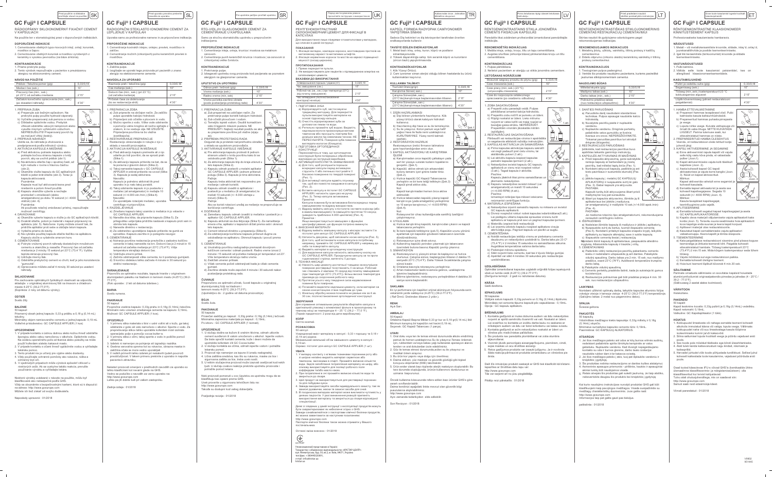# Gc Fuji® II CAPSULE

Pred použitím si dôkladne prečítajte návod na použitie | SK

RÁDIOPAKNÝ SKLOIONOMÉRNY FIXAČNÝ CEMENT V KAPSULÁCH

Na použitie len v stomatologickej praxi v doporučených indikáciách.

## DOPORUČENÉ INDIKÁCIE

1. Cementovanie kovových typov korunkových inlejí, onlejí, korunkí, mostíkov a čapov.
2. Cementovanie kovových korunkí a mostíkov vyrobených z keramiky s vysokou pevnosťou (na báze zirkónu).

## KONTRAINDIKÁCIE

1. Priame prekrytie pulpy.
2. Tento výrobok nepoužívajte u pacientov s preukázanou alergiou na skloionomérny cement.

## NÁVOD NA POUŽITIE

| | |
|---|---|
| Prášok / Tekutina pomer (g) | 0,33/0,16 |
| Miešací čas (sek.) | 10" |
| Pracovný čas (min., sek.) pri 23°C od začiatku miešania | 2'15" |
| Začiatok konečného spracovania (min., sek.) (po dosadení náhrady) | 4'30" |

1. PRÍPRAVA ZUBA
   a) Pripravte zub bežným spôsobom. Na prekrytie pulpy použite hydroxid vápenatý.
   b) Vyčistite preparovaný zub pemzou a vodou.
   c) Odstráňte opláchnutím vodou. Prebytok vlhkosti odstráňte vatovým tampónom alebo vysušte na krátko bezolejovým vzduchom. NEPREVYŠUJTE! Preparovaný povrch by sa mal javiť vlhký (lesklý).
2. PRÍPRAVA NÁHRADY
   Ulohte sa že náhrada je pripravená a predpripravená podľa inštrukcií výrobcu.
3. AKTIVÁCIA KAPSULE A MIEŠANIE
   a) Pred aktiváciou potraste kapsulou alebo poklepte bočnou stranou kapsule o tvrdý povrch, aby sa uvoľnil prášok (obr.1).
   b) Na aktiváciu stlačte čap v spodnej časti, až kým nebude v rovine s hlavným telom kapsule (obr.2).
   c) Okamžite vložte kapsulu do GC aplikačných kliešťí a jeden krát stlačte (obr.3). Teraz je kapsula aktivovaná.
   Poznámka:
   Kapsula musí byť aktivovaná tesne pred miešaním a potom ihneď použitá.
   d) Okamžite vyberte a nechajte premiešať v zmiešavači (alebo amalgamátore) po dobu 10 sekúnd (+/- 4000 otáčok/min (obr.4).
   Poznámka:
   Ak používate rotačný zmiešavač prístroj, nepoužívajte možnosť centrifugy.
4. DÁVKOVANIE
   a) Okamžite vyberte kapsulu a vložte ju do GC aplikačných kliešťí.
   b) Dvakrát stlačte, potom je materiál v kapsuli pripravený na aplikáciu (obr. 5). Nebo/kedy trysky môžete zmeniť tak, že pootočíte apikátor pod sebe a otáčajte telom kapsule.
   c) Vytlačte priamo do kavity.
   d) Na vybraté použitej kapsule stlačte tlačítko na aplikátore. Kapsulu otočte a vytiahnite smerom hore.
5. CEMENTOVANIE
   a) Pokryte vnútorný povrch náhrady dostatočným množstvom cementu a okamžite ju nasaďte. Pracovný čas od začiatku miešania je 2 minúty 15 sekúnd pri 23°C (73.4°F). Vyššia teplota skracuje pracovný čas.
   b) Udržujte trvalý tlak.
   c) Odstráňte prebytočný cement vo chvíli, keď je jeho konzistencia "gumovitá".
   d) Opracovanie môžete začať 4 minúty 30 sekúnd po usadení náhrady.

## SKLADOVANIE

Pre zachovanie optimálnych fyzikálnych vlastností sa odporúča, skladujte v originálnej aluminiovej fólii na trvanom a chladnom mieste 4-25°C (39,2-77,0°F).
(Expirácia: 2 roky od dátumu výroby).

## ODTIEŇ

Svetlo žltý.

## BALENIE

50 kapsúl:
Priemerný obsah jednej kapsule: 0,33 g prášku a 0,16 g (0,14 mL) tekutiny.
Minimálny objem namiešaného cementu z jednej kapsule: 0,19 mL.
Voliteľné príslušenstvo: GC CAPSULE APPLIER (1 kus)

## UPOZORNENIE

1. V prípade kontaktu s ústnou dutinou alebo kožou ihneď odstráňte špongiou alebo vatou namočenou v alkohole. Opláchnite vodou. Na zrolície operačného poľa od tkaniva alebo položky sa môže použiť ochranný krém alebo čokoľvek.
2. V prípade kontaktu s očami ihneď vypláchnite vodou a vyhľadajte lekársku pomoc.
3. Tento produkt nie je určený pre výplne alebo dostavby.
4. Vždy používajte ochranný prostriedky ako rukavice, rúško a ochranný kryt očí.
5. V ojedinelých prípadoch môže výrobok spôsobiť citlivosť u niektorých osôb. Ak sa vyskytne takáto reakcia, prerušte používanie výrobku a vyhľadajte lekára.

Niektoré výrobky uvádzané v návode na použitie, môžu byť klasifikované ako nebezpečné podľa GHS.
Vždy sa oboznámte s bezpečnostnými kartami, ktoré sú k dispozícii na adrese: http://www.gcceurope.com
Môžete ich tiež získať od svojho dodávateľa.

Naposledy upravené : 01/2018

---

# Gc Fuji® II CAPSULE

Pred uporabo preberite priložena navodila za uporabo. | SL

RADIOPAČNI STEKLASTO IONOMERNI CEMENT ZA LEPLJENJE V KAPSULAH

Uporaba samo za profesionalne namene in za priporočene indikacije.

## PRIPOROČENE INDIKACIJE

1. Cementiranje kovinskih inlejev, onlejev, prevleк, mostičkov in zatičkov.
2. Cementiranje močnih (cirkonijevih) polno keramičnih prevlek in mostičkov.

## KONTRAINDIKACIJE

1. Zaščita pulpe.
2. Izogibajte se uporabi tega proizvoda pri pacientih z znano alergijo na steklasto ionomerne cemente.

## NAVODILA ZA UPORABO

| | |
|---|---|
| Razmerje prah / tekočina (g) | 0,33/0,16 |
| Čas mešanja (sek.) | 10" |
| Delovni čas (min., sek.) pri 23 °C) (od začetka mešanja) | 2'15" |
| Začetek končne obdelave (ko se restavracija strdi) | 4'30" |

1. PRIPRAVA ZOBA
   a) Zob pripravite na običajen način. Za zaščito pulpe uporabite kalcijev hidroksid.
   b) Pripravljeni zob očistite s plovcem in vodo.
   c) Močno sperite z vodo. Višek vode odstranite s pomočjo vate kroglice ali nežno spihajte z zrakom, ki ne vsebuje olja. NE IZSUŠITE. Pripravljena površina naj bo vlažna (svetleča).
2. RESTAVRACIJSKE PRIPRAVE
   Restavracijo obravnavajte in nanjo v skladu z navodili proizvajalca.
3. AKTIVACIJA KAPSULE IN MEŠANJE
   a) Pred aktivacijo kapsulo pretresite ali z njo udarite po trdi površini, da se sprosti prah (Slika 1).
   b) Za aktivacijo kapsule pritisnite na bat, da se poravna z glavnim delom (Slika 2).
   c) Takoj namestite kapsulo v GC CAPSULE APPLIER in enkrat pritisnite na ročaj (Slika 3). Kapsula je sedaj aktivirana.
   Navodilo:
   Kapsulo je potrebno aktivirati tik pred uporabo in jo nato takoj porabiti.
   d) Takoj odstranite kapsulo in jo postavite v mešalec (ali amalgamator) in mešajte 10 sekund (+/–4.000 obr./min.) (Slika 4).
   Navodilo:
   Če uporabljate rotacijski mešalec, uporabite centrifugo ni priporočljiva.
4. RAZDELJEVANJE
   a) Zmešano kapsulo takoj vzemite iz mešalca in jo vstavite v GC CAPSULE APPLIER.
   b) Naredite dva klika, da pripravite kapsulo (Slika 5). Za prilagoditev vašim željam, obrnite aplikator s kapsulo bodisi za šobo.
   c) Nanesite direktno v restavracijo.
   d) Za odstranitev uporabljene kapsule pritisnite na gumb za sproščitev. Kapsulo zavrtite in jo potegnite navzgor.
5. CEMENTIRANJE
   a) Notranje površine restavracije prevlecite z zadostno količino cementa in takoj namestite na krn. Delovni čas je 2 minuti in 15 sekund od začetka mešanja pri 23°C (73,4°F). Višja temperatura skrajšuje delovni čas.
   b) Vzdržujte zmerni pritisk.
   c) Zaščite odstranjenost višek cementa, ko ti postanejo gumijasti.
   d) S končno obdelavo lahko začnete 4 minute in 30 sekund po namestitvi restavracije.

## SHRANJEVANJE

Priporočilo za optimalne rezultate, kapsule hranite v originalnem aluminijastem paketu na hladnem in temnem mestu (4-25°C) (39,2-77,0°F).
(Rok uporabe : 2 leti od datuma izdelave.)

## BARVA

Svetlo rumena.

## PAKIRANJE

50 kapsul
Povprečna vsebina kapsule: 0,33g prahu in 0,16g (0,14mL) tekočine.
Minimalni neto volumen zmešanega cementa na kapsulo: 0,19mL.
Možnost: GC CAPSULE APPLIER (1 kos).

## OPOZORILO

1. V primeru stika materiala s tkivi v ustni votlini ali s kožo, ga takoj odstranite z gobo ali vato navlaženo z alkohol. Sperite z vodo. Za preprečevanje stika s tkivom lahko uporabite kakšen z bitinske operacijske polje s pomočjo cocoa butter-a.
2. V primeru stika z očmi, takoj sperite z vodo in poiščite pomoč zdravnika.
3. Izdelek ni namenjen za polnjenje ali izgradnjo nazdilke.
4. Osebna varovalna oprema kot so rokavice, obrazna maska in zaščitna očala se mora vedno uporabljati.
5. V redkih primerih lahko izdelek pri nekaterih ljudeh povzroči preobčutljivost. V takem primeru prekinite z uporabo in napotite pacienta k zdravniku.

Nekateri proizvodi omenjeni v predhodnih navodilih za uporabo so lahko klasificirani kot nevarni glede na GHS.
Vedno se podučite o navodilih za varno uporabo na:
http://www.gceurope.com
Lahko pa jih dobite tudi pri vašem zastopniku.

Zadnja izdaja : 01/2018

---

# Gc Fuji® II CAPSULE

Pre upotrebe pažljivo pročitati uputstvo. | SR

RTG-VIDLJIV GLASJONOMER CEMENT ZA CEMENTIRANJE U KAPSULAMA

Samo za stručnu stomatološku upotrebu u preporučenim indikacijama.

## PREPORUČENE INDIKACIJE

1. Cementiranje inleja, onleja, krunica i mostova sa metalnom osnovom.
2. Cementiranje punih keramičkih krunica i mostova i sa osnovom iz cirkonijuma) velike čvrstoće.

## KONTRAINDIKACIJE

1. Prekrivanje pulpe.
2. Izbegavati upotrebu ovog proizvoda kod pacijenata sa poznatom alergijom na glasjonomer cemente.

## UPUTSTVO ZA UPOTREBU

| | |
|---|---|
| Odnos prah / tečnost (g) | 0,33/0,16 |
| Vreme mešanja (sek.) | 10" |
| Radno vreme (min, sek) | 2'15" |
| Vreme početka završne obrade (posle postavljanja protetskog rada) | 4'30" |

1. PRIPREMA ZUBA
   a) Zub preparisati na uobičajen način. Za prekrivanje pulpe koristiti kalcijum-hidroksid.
   b) Zub očistiti plovućcem i vodom.
   c) Temeljito ispirati vodom. Osušiti kompaktnom vate ili lagano mlazom vazduha. NE PRESUŠITI. Zaštiti površinu uz pripremljeni zub treba da bude vlažna (sjajna).
2. PRIPREMA PROTETSKOG RADA
   Osigurati da je protetski rad pravilno obrađen u skladu sa uputstvom proizvođača.
3. AKTIVACIJA KAPSULE I MEŠANJE
   a) Pre aktiviranja kapsulu protresti ili jednom zaneom udariti o tvrdu površinu kako bi se oslobodio prah (Slika 1).
   b) Za aktiviranje kapsule klip do kraja utisnuti u telo kapsule (Slika 2).
   c) Kapsulu odmah postaviti u metalni aplikator GC CAPSULE APPLIER i jednom pritisnuti polugu (Slika 3). Kapsula je time aktivirana.
   Pažnja:
   Kapsulu treba aktivirati tek neposredno pre mešanja i odmah koristiti.
   d) Kapsulu odmah izvaditi iz aplikatora i postaviti je u mešalicu (ili amalgamator) te mešati 10 sekundi (+/- 4.000 obrtaja u minuti) (Slika 4).
   Pažnja:
   Ako se koristi rotacioni uređaj za mešanje ne preporučuje se korišćenje centrifuge.
4. DOZIRANJE
   a) Zamešanu kapsulu odmah izvaditi iz mešalice i postaviti je u aplikator GC CAPSULE APPLIER.
   b) Kapsulu aktivirati sa dva škljocaja (Slika 5). Za namještanje kojoj ugaoonoj postavci, okrenite aplikator prema sebi i okrenuti telo kapsule.
   c) Cement istisnuti direktno u preparaciju (Slika 6).
   d) Za odstranjivanje korišćene kapsule pritisnuti dugme za oslobađanje na aplikatoru. Okrenuti kapsulu i povući prema gore.
5. CEMENTIRANJE
   a) Unutrašnju površinu nadogradnje premazati dovoljnom količinom cementa i odmah postaviti. Radno vreme iznosi 2 minuta i 15 sekundi od početka mešanja pri temperaturi od 23°. Više temperature skraćuju radno vreme.
   b) Zadržati umeren pritisak.
   c) Višak cementa pažljivo odstranjivati kada je višak cementa gumast.
   d) Završna obrada može započeti 4 minuta i 30 sekundi nakon postavljanja protetskog rada.

## ČUVANJE

Preporučeno za optimalni učinak, čuvati kapsule u originalnoj aluminijumskoj foliji na hladnom i tamnom mestu 4-25°C (39,2-77,0°F).
(Upotrebljivo do : 2 godine od datuma proizvodnje).

## BOJA

Svetlo žuta.

## PAKOVANJE

50 kapsula
Prosečan sadržaj po kapsuli : 0,33g praha i 0,16g (0,14mL) tečnosti.
Minimalna zapremina materijala po kapsuli : 0,19mL.
Po izboru : GC CAPSULE APPLIER (1 komad).

## UPOZORENJE

1. U slučaju dodira sa tkzivo ili oralnim tkivima, odmah ukloniti cement sunđerom ili vatom umočenom u alkohol. Isperite vodom. Da biste sprečili kontakt cementa, koža i desni moguće da upotrebite kofernom ili GC Cocoa butter.
2. U slučaju kontakta sa očima, odmah isperite vodom i potražite lekarsku pomoć.
3. Proizvod nije namenjen za ispune ili izradu nadogradnji.
4. Lična zaštitna sredstva, kao što su rukavice, maske za lice i sigurnosna zaštita za lice, treba uvek nositi.
5. U retkim slučajevima proizvod može izazvati osetljivost kod nekih ljudi. U slučaju ovakve reakcije prekinite upotrebu proizvoda i potražite pomoć lekara.

Neki proizvodi pomenuti u ovo Uputstvo za upotrebu mogu da se klasifikuju kao opasni prema GHS.
Uvek proverite u sigurnosno tehničkim listu na:
http://www.gceurope.com
Takođe su dostupni kod vašeg dobavljača.

Poslednja revizija : 01/2018

---

# Gc Fuji® II CAPSULE

Перед застосуванням уважно прочитайте інструкцію з використання. | UK

РЕНТГЕНОКОНТРАСТНИЙ СКЛОІОНОМЕРНИЙ ЦЕМЕНТ ДЛЯ ФІКСАЦІЇ В КАПСУЛАХ

Для використання лише лікарями-стоматологами у випадках, що описані в даній інструкції.

## ПОКАЗАННЯ

1. Фіксація вкладок, накладок коронок, мостовидних протезів на металевому каркасі та металевих штифтів.
2. Фіксація керамічних коронок та мостів на каркасі з підвищеної міцності (оксид цирконію).

## ПРОТИПОКАЗАННЯ

1. Пряме покриття пульпи.
2. Не використовувати для пацієнтів з підтвердженою алергією на склоіономерні цементи.

## ВКАЗІВКИ ДО ВИКОРИСТАННЯ

| | |
|---|---|
| Співвідношення порошку / рідини (г) | 0,33/0,16 |
| Час замішування (сек.) | 10" |
| Робочий час (хв., сек.) при температурі 23°C (від початку змішування) | 2'15" |
| Початок остаточної обробки (після припасування незнімної конструкції) | 4'30" |

1. ПІДГОТОВКА ЗУБА
   a) Відпрепаруйте зуб, застосовуючи традиційну методику. Для покриття пульпи використовуйте матеріали на основі гідроксиду кальцію.
   b) Очистіть відпрепарований зуб за допомогою пемзи та води.
   c) Ретельно промийте зуб водою. Видаліть надлишкову вологу промокуванням ватним тампоном або продуйте повітрям без домішок масла під невеликим тиском. НЕ ПЕРЕСУШУЙТЕ. Поверхня зуба повинна виглядати вологою (блищати).
2. ПІДГОТОВКА ОРТОПЕДИЧНОЇ КОНСТРУКЦІЇ
   Переконайтеся в тому, що ортопедична конструкція була попередньо оброблена відповідно до інструкцій виробника.
3. АКТИВАЦІЯ КАПСУЛИ ТА ЗАМІШУВАННЯ
   a) Для того, щоб розрихлити порошок всередині капсули перед активацією струсніть її або легенько постукайте її боковою поверхнею по твердій поверхні (Рис. 1).
   b) Для активації капсули вдавіть плунжер так, щоб він повністю ввійшов в капсулу (Рис. 2).
   c) Вставте капсулу в пістолет GC CAPSULE APPLIER і натисніть один раз на ручку (Рис. 3). Тепер капсула активована.
   Примітка :
   Капсула повинна бути активована безпосередньо перед замішуванням та відразу використана.
   d) Відразу вийміть капсулу з пістолета і вставте в міксер (або в амальгамзмішувач) та замішуйте протягом 10 секунд (швидкість приблизно 4.000 циклів/хв) (Рис. 4).
   Примітка :
   Якщо використовується змішувач з функцією центрифугування, ця функція повинна вимкнена.
4. ВНЕСЕННЯ МАТЕРІАЛУ
   a) Відразу вийміть замішану капсулу з міксера і вставте її в пістолет для капсул GC CAPSULE APPLIER.
   b) Натисніть двічі ручки, щоб заповнити носик капсули (Рис. 5). Для того, щоб встановити носик капсули в потрібному напрямку, тримайте GC CAPSULE APPLIER у напрямку до себе та поверніть капсулу.
   c) Вносьте матеріал в ортопедичну конструкцію.
   d) Для видалення капсули натисніть звільнюючу кнопку на GC CAPSULE APPLIER. Прокрутіть капсулу та витягніть її у вертикальному напрямку.
5. ТЕХНІКА ФІКСАЦІЇ
   a) Нанесіть шар цементу достатньої товщини на внутрішню поверхню реставрації та встановіть її на місце. Робочий час складає 2 хвилини 15 секунд від початку замішування (при температурі 23°С (73.4°F)). Більш висока температура призведе до скорочення робочого часу.
   b) Протягом встановлення утримуйте легкий натиск.
   c) Починайте видалити надлишки цементу, коли матеріал за своєю консистенцією стане подібним до гуми.
   d) Фінішну обробку можна починати не раніше ніж за 4 хв. 30 сек. після встановлення ортопедичної конструкції.

## ЗБЕРІГАННЯ

Для отримання оптимальних результатів зберігайте капсули в оригінальній упаковці з алюмінієвої фольги в прохолодному та темному місці за температури 4 – 25 °С (39,2 – 77,0 °F).
(Термін придатності: 2 роки від дати виробництва).

## КОЛІР

Світло-жовтий.

## РОЗФАСОВКА

50 капсул
Усереднений вміст матеріалу в капсулі : 0,33 г порошку та 0,16 г (0,14 мл) рідини.
Мінімальний загальний об'єм замішаного цементу в капсулі : 0,19 мл.
Окремо : пістолет для капсул GC CAPSULE APPLIER (1 шт).

## УВАГА

1. У випадку контакту з м'якими тканинами порожнини роту або зі шкірою негайно видаліть матеріал серветкою або тампоном, змоченими в спирті. Промийте великою кількістю води. Щоб запобігти контакту з тканинами порожнини роту на шкіру, або слизову використовуйте для ізоляції робочого поля коффердам та/або масло какао.
2. При потраплянні в очі промийте великою кількістю води та зверніться до лікаря.
3. Цей продукт не використовується для реставрацій пломбування та для побудови кукси.
4. Завжди використовуйте засоби індивідуального захисту, такі як захисні рукавиці, маски та захисні засоби для очей.
5. В поодиноких випадках матеріал може викликати чутливість у деяких пацієнтів. У разі виникнення реакцій припиніть використання матеріалу та зверніться до лікаря відповідної спеціалізації.

Деякі зі згаданих у даній інструкції з експлуатації продуктів можуть бути охарактеризовані як небезпечні згідно з GHS.
Завжди ознайомлюйтеся з паспортами хімічної безпеки продуктів, які можна завантажити за наступним посиланням:
http://www.gceurope.com
Паспорти хімічної безпеки також можна отримати у Вашого постачальника.

Останні зміни внесено : 01/2018

Уповноважений представник в Україні
Товариство з обмеженою відповідальністю «ІНСТАР-ЦЕНТР»
вул. Межигірська, буд. 33, кв.2, м. Київ, 04071, Україна
тел/факс: +38(044)2026**,
e-mail: info@instar.ua
instar.ua

---

# Gc Fuji® II CAPSULE

Kullanmadan önce, talimatları dikkatlice okuyunuz. | TR

KAPSÜL FORMDA RADYOPAK CAMİYONOMER YAPIŞTIRMA SİMANI

Sadece Diş hekimleri ve diş teknisyenleri tarafından önerilen endikasyonlarda kullanılır.

## TAVSİYE EDİLEN ENDİKASYONLAR

1. Metal bazlı inley, onley, kuron, köprü ve postların simantasyonunda.
2. Yüksek dayanıklılığa sahip tüm seramik köprü ve kuronların (zircon bazlı) yapıştırılmasında.

## KONTRAENDİKASYONLAR

1. Kök Kuafaj Örtücü.
2. Cam iyonomer siman alerjisi olduğu bilinen hastalarda bu ürünü kullanmaktan kaçınınız.

## KULLANMA TALİMATI

| | |
|---|---|
| Toz/Likit Oranı(gram) | 0,33/0,16 |
| Karıştırma Süresi( san.) | 10" |
| Çalışma Süresi(dak.,san.) (23°C'de)karıştırmaya başlanmasından itibaren | 2'15" |
| Çalışma Süresi(dak.,san.) (23°C'de)karıştırmaya başlanmasından itibaren | 4'30" |

1. DİŞİN HAZIRLANMASI
   a) Dişi bilinen yöntemlerle hazırlayınız. Kök yüzeyi örtücü olarak kalsiyum hidroksit kullanınız.
   b) Hazırlamış dişi hava su ile temizleyiniz.
   c) Su ile iyice yıkayınız. Kalan pamuk veya hafif yağsız hava ile fazla nemi uzaklaştırınız. KURUTMAYINIZ. Yüzey nemli kalmalı (parlak).
2. RESTORASYON HAZIRLIK
   Restorasyonun üretici firmanın talimatına göre hazırlandığından emin olun.
3. KAPSÜL AKTİVASYONU VE KARIŞTIRMA İŞLEMİ
   a) Karıştırmadan önce kapsülü çalkalayın yada sert bir yüzeye vurarak tozların topaklanı bozulsun (Şek.1).
   b) Kapsülü aktive etmek için ekseninden butonu tamamı içeri girene kadar itiniz (Şek.2).
   c) Hızlıca kapsülü GC Kapsül Tabancasına yerleştirin ve bir kere tetiği tetikleyin (Şek.3) Kapsül şimdi aktive edildi.
   Not:
   Kapsül karıştırmadan hemen önce aktive edilmelidir.
   d) Hızlıca tabancadan kapsülü çıkarıp kapsül karıştırıcıya (yada amalgamatör) yerleştiriniz ve 10 saniye karıştırınız ( +/- 4.000 RPM) (Şek.4).
   Not:
   Rotasyonel bir cihaz kullandığınızda santrifüj özelliğini çalıştırmayınız.
4. UYGULAMA
   a) Hızlıca karıştırılmış kapsülü, karıştırıcıdan çıkarın ve kapsül tabancasına yerleştirin.
   b) İki kere kapsülü tetikleyiniz (şek.5). Kapsülün ucunu yönünü ayarlamak için kapsülün gövdesini tabancanın üzerinde döndürebilirsiniz.
   c) Restorasyonun içine direk sıkınız.
   d) Kullanılmış kapsülü yerinden çıkarmak için tabancanın üzerindeki butona basınız. Kapsülü çevirip çıkarınız.
5. SİMANTASYON
   a) Restorasyonun iç yüzeyini siman ile kaplayınız ve hızlıca oturtunuz. Çalışma süresi, başlangıçtan itibaren 2 dakika 15 saniyedir 23°C (73,4°F)'da. Daha Yüksek Sıcaklıklarda çalışma süresi kısalır.
   b) Ortalama basınçla restorasyonu yerleştiriniz.
   c) Artan malzemenin fazla kısmını lastik kıvamına geldiğinde uzaklaştırma işlemine başlayabilirsiniz.
   d) Bitirme işlemlerine, restorasyonu yerleştirdikten 4 dakika 30 saniye sonra başlanabilir.

## SAKLAMA

En iyi performans için kapsülleri orijinal alüminyum folyosunda serin ve karanlık yerde saklayınız (4-25°C) (39,2-77,0°F).
( Raf Ömrü: Üretimden itibaren 2 yıldır ).

## RENK

Açık Sarı.

## AMBALAJ

50 Kapsül
Ortalama Kapsül Başına Miktar:0,33 gr toz ve 0,16 gr(0,14 mL) likit
Minimum karışmış bir kapsülün net hacmi 0,19 mL
Seçenek: GC Kapsül Tabancası (1 parça).

## UYARI

1. Oral doku veya ten ile temas etmesi durumunda alkole emdirilmiş pamuk ile hemen uzaklaştırınız.Su ile yıkayınız.Teması önlemek için, rubberdam ve/veya kakao yağı kullanarak operasyon alanını izolden ve oral dokulardan izole edebilirsiniz.
2. Göz ile temas etmesi durumunda,acilen su ile yıkayınız ve medikal önlem arayınız.
3. Bu ürün kor yapımı veya dolgu için önerilmez.
4. Daima eldiven, yüz maskesi ve güvenlik gözlüğü gibi kişisel koruyucu ekipmanlar (KKE) takılmalıdır.
5. Ürün nadir olarak bazı kişilerde alerjik reaksiyon oluşturabilir. Bu tarz durumda olduğunda, ürünün kullanımını durdurunuz ve uzmana başvurunuz.

Öncesi kullanma kılavuzunda refere edilen bazı ürünler GHS'e göre zararlı sınıflandırılabilir.
Daima kendinizi aşağıdaki linkte mevcut olan güvenlik bilgi pusulalarına alıştırabilirsiniz.
http://www.gceurope.com
Ayrıca satıcınızdan temin edebilirsiniz.

Son Revizyon : 01/2018

---

# Gc Fuji® II CAPSULE

Pirms lietošanas rūpīgi izlasiet lietošanas instrukciju. | LV

RENTGENKONTRASTAINS STIKLA JONOMĒRA CEMENTS FIKSĀCIJAI KAPSULĀS

Paredzēts tikai zobārstam profesionālai izmantošanai paredzētajās indikācijās.

## REKOMENDĒTĀS INDIKĀCIJAS

1. Metāla inleju, onleju, kroņu, tiltu un tapu cementēšana.
2. Augstas izturības (cirkonija bāzes) pilnkeramikas kroņu un tiltu cementēšana.

## KONTRINDIKĀCIJAS

1. Pulpas pārklāšana.
2. Neizmantot pacientiem ar alerģiju uz stikla jonomēra cementiem.

## LIETOŠANAS NORĀDĪJUMI

| | |
|---|---|
| Attiecība pulveris/šķidrums (g) | 0,33/0,16 |
| Jaukšanas laiks (sek.) | 10" |
| Darba laiks (min.,sek.) pie 23°C (no jaukšanas sākuma) | 2'15" |
| Apstrādes sākšanas laiks (min.,sek.) (pēc restaurācijas ievietošanas) | 4'30" |

1. ZOBA SAGATAVOŠANA
   a) Preparēt zobu parastajā veidā. Pulpas pārklāšanai izmantot kalcija hidroksīdu.
   b) Preparēto zobu notīrīt ar pumeku un ūdeni.
   c) Rūpīgi noskalot ar ūdeni. Lieko mitrumu noņemt ar vates lodīti vai maigi nopūst ar bezeļļas gaisa strūklu. NEPĀRŽĀVĒT. Preparētai virsmai jāizskatās mitrai (spīdīgai).
2. RESTAURĀCIJAS SAGATAVOŠANA
   Pārliecinieties, vai restaurācija ir sagatavota saskaņā ar ražotāja instrukciju.
3. KAPSULAS AKTIVĀCIJA UN SAMAISĪŠANA
   a) Pirms kapsulas aktivācijas sakratiet vai viegli piesitiet pret cietu virsmu, lai atbrīvotu pulveri (1.att.).
   b) Lai aktivētu kapsulu, iespiediet virzuli, līdz tas vienā līmenī ar kapsulas korpusu (2.att.).
   c) Nekavējoties ievietojiet kapsulu GC kapsulu aplikatorā un vienu reizi nospiediet rokturi (3.att.). Tagad kapsula ir aktivēta.
   Piezīme :
   Kapsula jāaktivē tikai pirms samaisīšanas un jāizmanto nekavējoties.
   d) Kapsulu nekavējoties izņemiet un ievietojiet maisītājā (vai amalgamatorā) un maisiet 10 sekundes (+/-4.000 RPM) (4.att.).
   Piezīme :
   Izmantojot rotācijas tipa maisītāju, nav ieteicams izmantot centrifūgas funkciju.
4. MATERIĀLA IZSPIEŠANA
   a) Nekavējoties izņemiet samaisīto kapsulu no maisītāja un ievietojiet GC kapsulu aplikatorā.
   b) Divreiz nospiediet rokturi, lai kapsula sagatavotos (5.att.). Lai pielāgotu vēlamo kapsulas sprauslas virziena, pagrieziet aplikatoru pret sevi un pagrieziet kapsulas korpusu.
   c) Materiālu izspiediet tieši restaurācijā.
   d) Lai izņemtu izlietoto kapsulu, nospiediet aplikatora atbrīvošanas pogu. Pagrieziet kapsulu un izvelciet to uz augšu.
5. CEMENTĒŠANA
   a) Restaurācijas iekšējo virsmu pārklājiet ar pietiekamu daudzumu cementa un nekavējoties ievietojiet to. Darba laiks ir 2 minūtes un 15 sekundes no jaukšanas sākuma pie 23°C (73,4°F). Augstāka temperatūra saīsina darba laiku.
   b) Pieturiet mērenu spiedienu.
   c) Lieko cementu noņemiet, kad tas ir kļuvis līdzīgs gumijai.
   d) Apstrādi var sākt 4 minūtes 30 sekundes pēc restaurācijas nostiprināšanas.

## UZGLABĀŠANA

Optimālai izmantošanai kapsulas uzglabāt oriģinālā folijas iepakojumā vēsā un tumšā vietā (4-25°C) (39,2-77,0°F).
(Derīguma termiņš : 2 gadi no ražošanas datuma).

## KRĀSA

Gaiši dzeltena.

## IEPAKOJUMS

50 kapsulas
Vidējais saturs kapsulā: 0,33g pulvera un 0,16g (0,14mL) šķidrums.
Minimālais neto samaisītā cementa tilpums kapsulā: 0,19mL.
Opcija : GC kapsulu aplikators.

## BRĪDINĀJUMS

1. Kontakta gadījumā ar mutes dobuma audiem vai ādu nekavējoties noņemt ar sūkli vai vates tamponu, kas samitrināts ar spirtu. Noskalot ar ūdeni. Lai izvairītos no kontakta un izolētu darba lauku no audiem, var izmantot koferdamu un/vai kakao sviestu.
2. Kontakta gadījumā ar acīm nekavējoties noskalot ar ūdeni un vērsties pēc medicīniskas palīdzības.
3. Šo produktu nav paredzēts izmantot pildījumiem vai celmu atjaunošanai.
4. Vienmēr jāvalkā personīgie aizsarglīdzekļi, piemēram, cimdi, sejas maskas un acu aizsargi.
5. Retos gadījumos produkts var izraisīt jutīgumu. Ja ir novērota šāda reakcija, pārtrauciet produkta izmantošanu un vērsieties pie ārsta.

Daži šīs instrukcijas minētie produkti var tikt klasificēti kā bīstami saskaņā ar GHS.
Vienmēr iepazīstieties ar drošības datu lapām vai:
http://www.gceurope.com
Tās var saņemt arī no jūsu piegādātāja.

Pēdējo reizi pārskatīts : 01/2018

---

# Gc Fuji® II CAPSULE

Prieš pradėdami naudoti atidžiai perskaitykite instrukciją. | LT

RENTGENOKONTRASTIŠKAS STIKLO JONOMERINIS CEMENTAS FIKSAVIMUI KAPSULĖSE

Skirtas naudoti tik gydytojams-odontologams pagal rekomenduojamas indikacijas.

## REKOMENDUOJAMOS INDIKACIJOS

1. Metalinių įklotų, užklotų, vainikėlių, tiltinių protezų ir kaiščių cementavimui.
2. Didelio atsparumo (cirkonio oksido) keraminių vainikėlių ir tiltinių protezų cementavimui.

## KONTRAINDIKACIJOS

1. Tiesioginiam pulpos padengimui.
2. Venkite šio produkto naudojimo pacientams, kuriems pasireiškė alergija stiklojonomeriniams cementams.

## NAUDOJIMO BŪDAS

| | |
|---|---|
| Miltelių/skysčio g(g) | 0,33/0,16 |
| Maišymo laikas (sek.) | 10" |
| Darbo laikas (min., sek.) | 2'15" |
| Pradėkite galutinis laikas (nuo restauracijos uždėjimo) | 4'30" |

1. DANTIES PARUOŠIMAS
   a) Paruoškite dantį naudodami standartinius technikas. Pulpos apsaugai naudokite kalcio hidroksidą.
   b) Nuvalykite paviršių pasta ir nuplaukite vandeniu.
   c) Nuplaukite vandeniu. Drėgmės perteklių pašalinkite vatos gumuliuku ar švelnia švaraus oro srove. NEPERDŽIOVINKITE. Tinkamai paruoštas paviršius turi atrodyti drėgnas (blizgantis).
2. RESTAURACIJOS PARUOŠIMAS
   Įsitikinkite, kad restauracijos paviršius buvo apdirbtas laikantis gamintojo instrukcijų.
3. KAPSULĖS AKTYVAVIMAS IR MAIŠYMAS
   a) Prieš kapsulės aktyvavimą, prieš aukštyn apkrečiant/pabarbenkite ją kietu paviršiumi, kad milteliai taptų birūs (Pav. 1).
   b) Norėdami aktyvuoti kapsulę, įspauskite stūmoklį iki jis susilygins su kapsulės korpusu (Pav. 2).
   c) Iškart įdėkite kapsulę į metalinį GC KAPSULIŲ APLIKATORIŲ ir nuspauskite svirtį vieną kartą (Pav. 3). Dabar kapsulė aktyvuota.
   PASTABA:
   Kapsulė turi būti aktyvuojama likus prieš maišymą bei iš karto sunaudota.
   d) Iškart po kapsulės aktyvavimo, išimkite ją iš aplikatoriaus bei įdėkite į maišytuvą (ar amalgamatorių) ir maišykite 10 sek.(+/-4.000 aps./min) (Pav. 4).
   PASTABA:
   Jei maišoma rotaciniu įrenginiu, rekomenduojama nenaudoti centrifugavimo funkcijos.
4. APLIKAVIMAS
   a) Iškart išimkite kapsulę iš maišytuvo ir įdėkite į aplikatorių.
   b) Nuspauskite svirtį du kartus, kuomet tiksliai užpildysite kapsulės snapelį (Pav. 5). Norėdami pritaikyti kapsulės snapelį kryptį, laikykite aplikatorių sau link ir pasukite kapsulės korpusą.
   c) Išspauskite cementą tiesiai į restauraciją.
   d) Norėdami išimti kapsulę iš aplikatoriaus, paspauskite atleidimo mygtuką. Atsukite kapsulę ir ištraukite ją aukštyn.
5. CEMENTAVIMAS
   a) Padenkite vidinį restauracijos paviršių pakankamu cemento kiekiu ir nedelsiant uždėkite ją ant danties. Palaikykite vidutinį spaudimą. Darbo laikas yra 2 min. 15 sek. nuo maišymo pradžios, esant 23°C (74°F). Aukštesnė temperatūra trumpina darbo laiką.
   b) Palaikykite vidutinį spaudimą.
   c) Cemento perteklių pašalinkite kai jis įgauna gumos konsistenciją.
   d) Restauracijos poliravimas gali būti pradėtas praėjus 4 min. 30 sek. nuo restauracijos uždėjimo.

## LAIKYMAS

Norėdami užtikrinti optimalų darbą, laikykite kapsules aliuminio folijoje vėsioje vietoje ir tamsoje 4-25°C (39,2-77,0°F) temperatūroje.
(Galiojimo laikas: 2 metai nuo pagaminimo datos).

## SPALVA

Šviesiai geltona.

## PAKUOTĖS

50 kapsulių
Vidutiniškas medžiagos kiekis kapsulėje: 0,33g miltelių ir 0,16g (0,14mL) skysčio.
Minimalus sumaišytos kapsulės cemento tūris: 0,19mL.
Pasirinktinai: GC KAPSULIŲ ALIKATORIUS.

## ATSARGIAI

1. Jei šios medžiagos patenka ant odos ar kitų burnos ertmės audinių, nedelsiant pašalinkite spirite sudrėkintu kempinėlės ar vatos gabalėliu. Nuplaukite vandeniu. Kad išvengti nepageidaujamo kontakto su oda ir burnos gleivine, darbo lauką izoliacijai naudokite rubber dam ir/ar kakavos sviestą.
2. Jei šios medžiagos pateko į akis, tuoj pat išplaukite vandeniu ir kreipkitės į gydytoją.
3. Šis produktas nėra skirtas restauracijoms ar danties kulties atstatymui.
4. Asmeninės apsaugos priemonės – pirštinės, kaukės ir apsauginiai akiniai turėtų būti naudojamos visada.
5. Retais atvejais šis produktas gali sukelti jautrumą. Jei taip atsitiko, nebenaudokite daugiau šio produkto bei kreipkitės į gydytoją.

Kai kurie naudojimo instrukcijose nurodyti produktai GHS gali būti klasifikuojami kaip pavojingos medžiagos. Visada susipažinkite su medžiagų charakteristikų duomenimis. Juos galite rasti:
http://www.gceurope.com
Informaciją taip pat galite gauti pas tiekėjus.

paskutinis : 01/2018

---

# Gc Fuji® II CAPSULE

Enne toote kasutamist lugege hoolikalt kasutusjuhendit. | ET

RÖNTGENKONTRASTNE KLAASIONOMEER KINNITUSTSEMENT KAPSLIS

Professionaalseks kasutamiseks hambaravis.

## NÄIDUSTUSED

1. Metall- või metallokeraamiliste kroonide, sildade, inlay'd, onlay'd, juurestavõtiliste ja posdite tsementeerimiseks.
2. Igat liiki keraamiliste (tsirkooniumist) kroonide ja sildade tsementeerimiseks.

## VASTUNÄIDUSTUSED

1. Pulbi katmine.
2. Vältida selle toote kasutamist patsientidel, kes on allergilised klaasionomeertsementidele.

## KASUTAMISJUHEND

| | |
|---|---|
| Pulbri ja vedeliku suhe (g) | 0,33/0,16 |
| Segamisaeg (sek.) | 10" |
| Tööaeg (min.,sek.) toatemperatuuril 23 °C kokkusegamise algusest | 2'15" |
| Lõpliku viimistluse aeg (pärast restauratsiooni paigaldamist) | 4'30" |

1. HAMBA ETTEVALMISTAMINE
   a) Prepareerige hammas tavapärasel viisil. Pulbi katmiseks kasutage kaltsiumhüdroksiidi.
   b) Prepareeritud hammas puhastage pimsspasta ja veega.
   c) Loputa rohke veega. Kuivata vatitupsuga või õrnalt õli-vaba õhuga. MITTE KUIVATADA ÜLEMÄÄRA. Pinna peab jääma niiske (läikiv).
2. RESTAURATSIOONI ETTEVALMISTUS
   Veenduge, et restauratsioon on valmistatud tootja juhendi järgi.
3. KAPSLI AKTIVEERIMINE JA SEGAMINE
   a) Enne aktiveerimist raputage kapslit või koputage selle küljega kõvale pinnale, et vabastada pulber (Joon.1).
   b) Kapsli aktiveerimiseks vajutage kolb täielikult kapslisse (Joon. 2).
   c) Asetage kohe kapsel GC kapsli aktivaatorisse ja vajutage üks kord käepidemele (Joon. 3). Nüüd on kapsel aktiveeritud.
   Märkus:
   Kapsel aktiveerida vahetult enne segamist ja kohe kasutada.
   d) Eemaldage kapsel aktivaatorist ja asetage see kohe segisti/kapslisegajasse. Segage 10 sekundit (+/- 4000 RPM) (Joon. 4).
   Märkus:
   Rotatsioonisegisti kasutamisel ei ole soovitatav tsentrifuugimise funktsiooni kasutada.
4. APLITSEERIMINE
   a) Eemaldage koheselt segatud kapsel kapslisegajast ja asetage GC KAPSLIAPLIKAATORISSE.
   b) Kapsli otsa materjali väljutamiseks vajutage aplikaatori käepidemele kaks korda (Joon. 5). Kapsli otsa suuna muutmiseks hoidke aplikaatorit enda suunas ja keerake kapsli korpust.
   c) Aplitseerige materjal otse restauratsiooni.
   d) Kasutatud kapsli eemaldamiseks vajutage aplikaatori vabastusnupule. Keerake kapsel ja tõmmake üles suunas.
5. TSEMENTEERIMINE
   a) Katke restauratsiooni sisepind piisava koguse tsemendiga ja asetage kohe paigale. Tööaeg on 2 minutit 15 sekundit alates segamise algusest 23°C (73,4°F) juures. Kõrgem temperatuur lühendab tööaega.
   b) Hoidke mõõdukat survet.
   c) Eemaldage üleliigne tsement, kui see on kummitaolises faasis.
   d) Viimistlust võib alustada 4 min 30 sek pärast restauratsiooni paigaldamist.

## SÄILITAMINE

Parimate omaduste säilitamiseks on soovitatav kapsleid hoiustada alumiiniumfooliumist originaalpakendis jahedas ja pimedas (4 – 25 °C / 39,2 – 77,0°F).
(Säilivusaeg 2 aastat alates tootmisest).

## VÄRVITOON

Helekollane.

## PAKENDID

50 kapslit
Kapsli keskmine koostis: 0,33g pulbrit ja 0,16g (0,14mL) vedelikku.
Kapsli netomaht: 0,19mL.
Valikuline: GC Kapsliaplikaator (1 tükk).

## HOIATUS

1. Kokkupuutel limaskesta või nahaga eemaldage tsement koheselt alkoholis immutatud käsna või vatiga, loputa veega. Vältimaks kokkupuudet naha või suu limaskestaga kasutaa tööpinna isoleerimiseks kummi ja/või kakaovõid.
2. Silma sattumisel loputa koheselt veega ja pöörduge arsti poole.
3. See toode pole mõeldud täidiseks ega kändi ülesehitamiseks.
4. Alati tuleb kanda kaitsevahendeid nagu kindad, näomask ja kaitseprillid.
5. Harvadel juhtudel võib toode põhjustada tundlikkust. Sellisel juhul lõpetage kohe toote kasutamine ja pöörduge arsti poole.

Osad tooted käesolevas IFU-s võivad GHS'is (kemikaalide ülemaailmse klassifitseerimise- ja märgistamissüsteem) olla klassifitseeritud kui ohtlikud ained.
Tutvu alati ohutuskaartidega, mis on saadaval siin:
http://www.gceurope.com
Samuti saab neid edasimüüjalt küsida.

Viimati parandatud : 01/2018